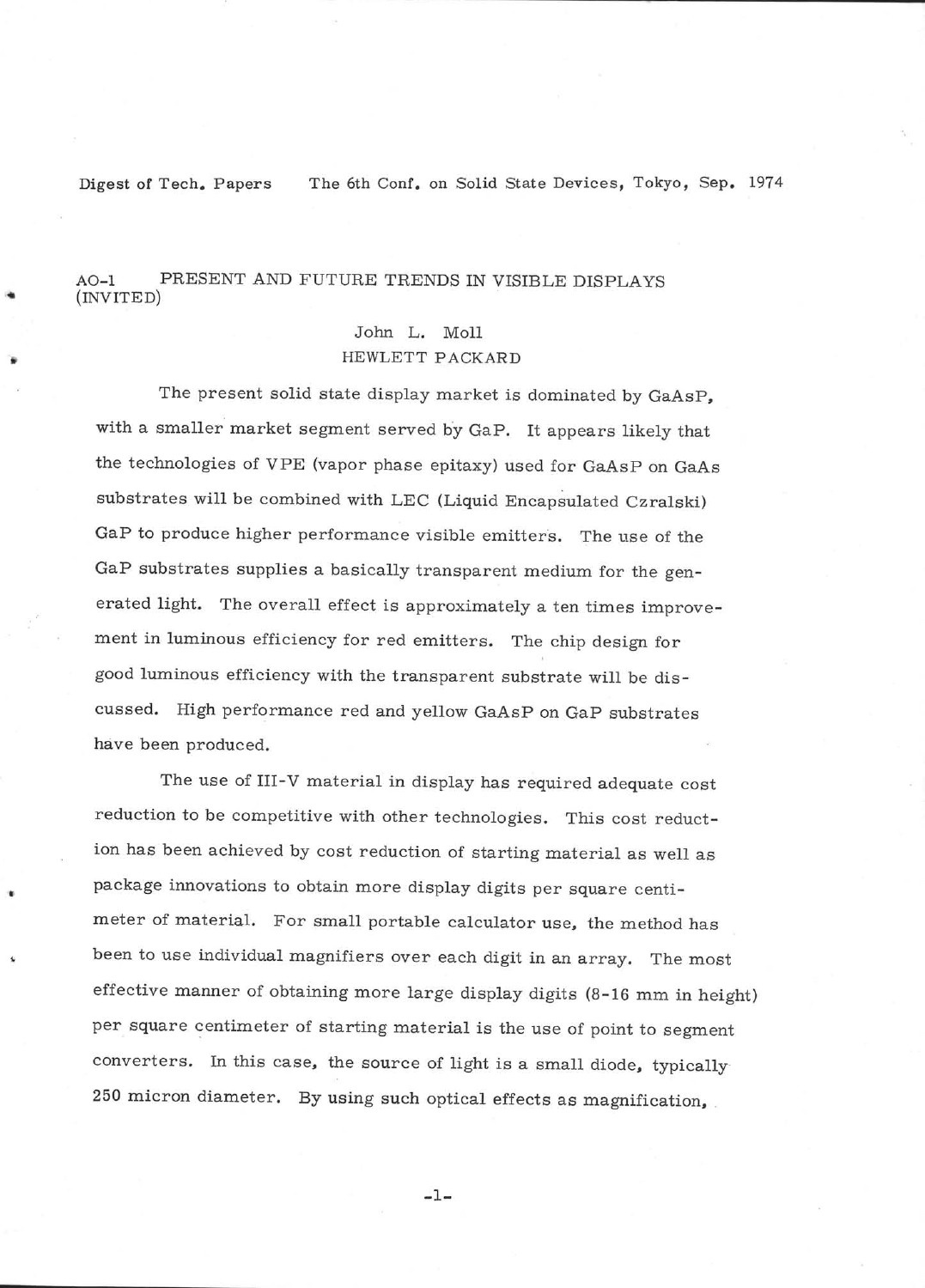Digest of Tech. Papers The 6th Conf. on Solid State Devices, Tokyo, Sep. 1974

# AO-1 PRESENT AND FUTURE TRENDS IN VISIBLE DISPLAYS (INVITED)

John L. Moll
HEWLETT PACKARD

The present solid state display market is dominated by GaAsP, with a smaller market segment served by GaP. It appears likely that the technologies of VPE (vapor phase epitaxy) used for GaAsP on GaAs substrates will be combined with LEC (Liquid Encapsulated Czralski) GaP to produce higher performance visible emitters. The use of the GaP substrates supplies a basically transparent medium for the generated light. The overall effect is approximately a ten times improvement in luminous efficiency for red emitters. The chip design for good luminous efficiency with the transparent substrate will be discussed. High performance red and yellow GaAsP on GaP substrates have been produced.

The use of III-V material in display has required adequate cost reduction to be competitive with other technologies. This cost reduction has been achieved by cost reduction of starting material as well as package innovations to obtain more display digits per square centimeter of material. For small portable calculator use, the method has been to use individual magnifiers over each digit in an array. The most effective manner of obtaining more large display digits (8-16 mm in height) per square centimeter of starting material is the use of point to segment converters. In this case, the source of light is a small diode, typically 250 micron diameter. By using such optical effects as magnification,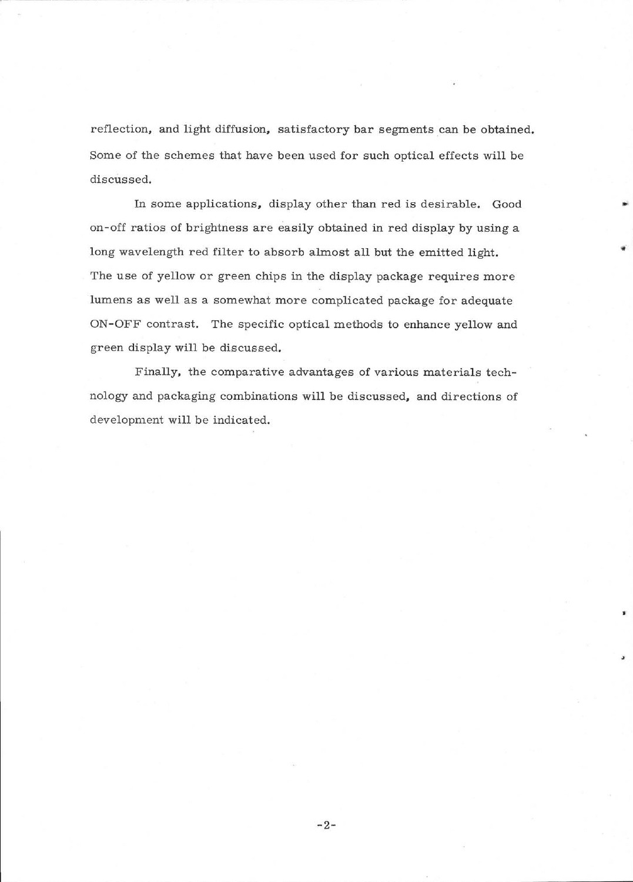reflection, and light diffusion, satisfactory bar segments can be obtained. Some of the schemes that have been used for such optical effects will be discussed.

In some applications, display other than red is desirable. Good on-off ratios of brightness are easily obtained in red display by using a long wavelength red filter to absorb almost all but the emitted light. The use of yellow or green chips in the display package requires more lumens as well as a somewhat more complicated package for adequate ON-OFF contrast. The specific optical methods to enhance yellow and green display will be discussed.

Finally, the comparative advantages of various materials technology and packaging combinations will be discussed, and directions of development will be indicated.